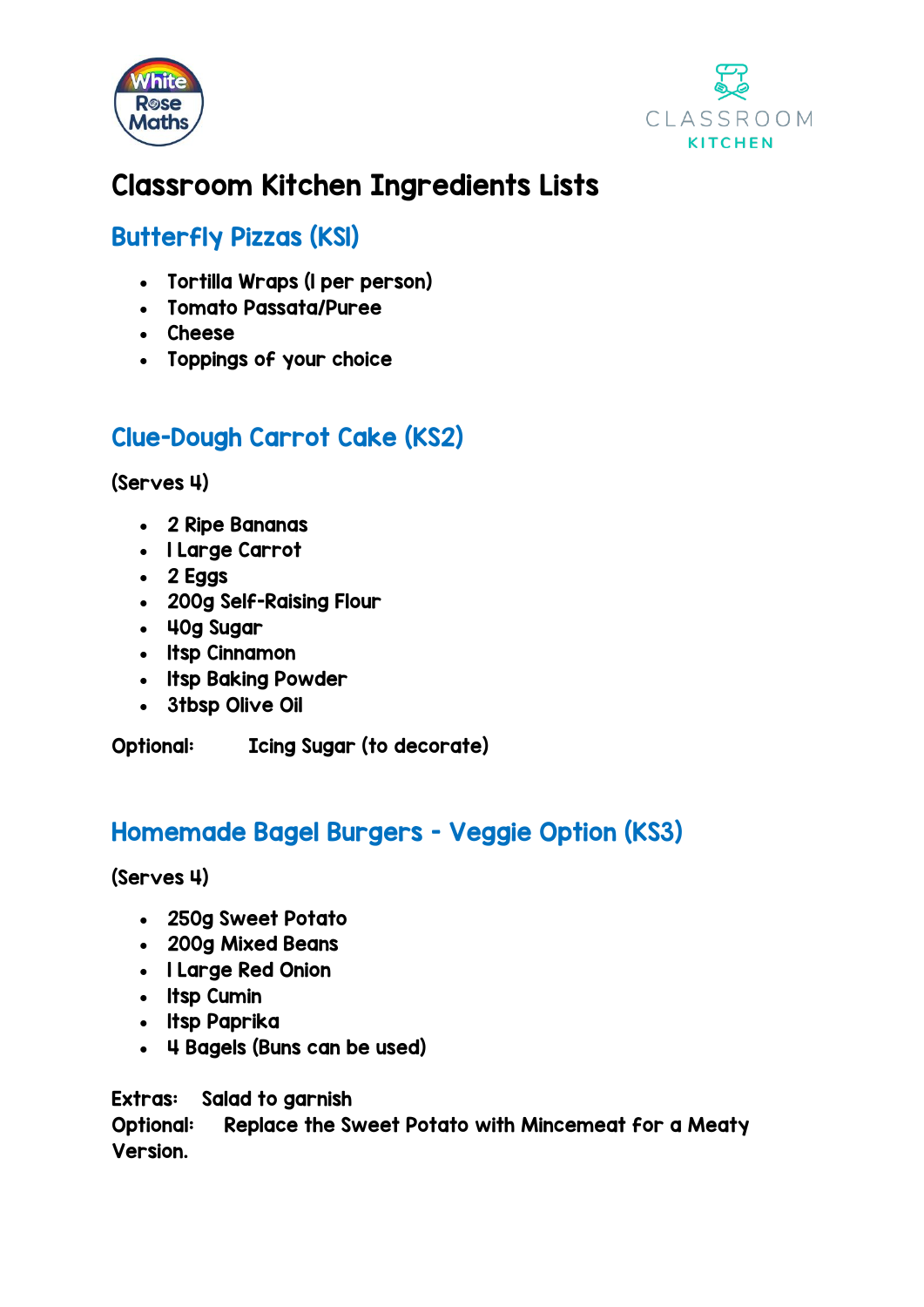# Classroom Kitchen Ingredients Lists

## Butterfly Pizzas (KS1)

- Tortilla Wraps (1 per person)
- Tomato Passata/Puree
- Cheese
- Toppings of your choice

## Clue-Dough Carrot Cake (KS2)

(Serves 4)

- 2 Ripe Bananas
- 1 Large Carrot
- 2 Eggs
- 200g Self-Raising Flour
- 40g Sugar
- 1tsp Cinnamon
- 1tsp Baking Powder
- 3tbsp Olive Oil

Optional: Icing Sugar (to decorate)

## Homemade Bagel Burgers - Veggie Option (KS3)

(Serves 4)

- 250g Sweet Potato
- 200g Mixed Beans
- 1 Large Red Onion
- 1tsp Cumin
- 1tsp Paprika
- 4 Bagels (Buns can be used)

Extras: Salad to garnish
Optional: Replace the Sweet Potato with Mincemeat for a Meaty Version.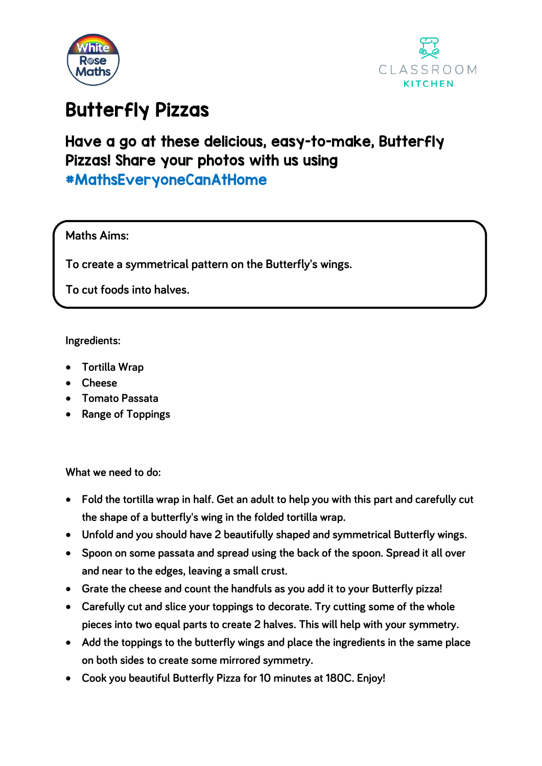# Butterfly Pizzas

## Have a go at these delicious, easy-to-make, Butterfly Pizzas! Share your photos with us using #MathsEveryoneCanAtHome

Maths Aims:

To create a symmetrical pattern on the Butterfly's wings.

To cut foods into halves.

Ingredients:

- Tortilla Wrap
- Cheese
- Tomato Passata
- Range of Toppings

What we need to do:

- Fold the tortilla wrap in half. Get an adult to help you with this part and carefully cut the shape of a butterfly's wing in the folded tortilla wrap.
- Unfold and you should have 2 beautifully shaped and symmetrical Butterfly wings.
- Spoon on some passata and spread using the back of the spoon. Spread it all over and near to the edges, leaving a small crust.
- Grate the cheese and count the handfuls as you add it to your Butterfly pizza!
- Carefully cut and slice your toppings to decorate. Try cutting some of the whole pieces into two equal parts to create 2 halves. This will help with your symmetry.
- Add the toppings to the butterfly wings and place the ingredients in the same place on both sides to create some mirrored symmetry.
- Cook you beautiful Butterfly Pizza for 10 minutes at 180C. Enjoy!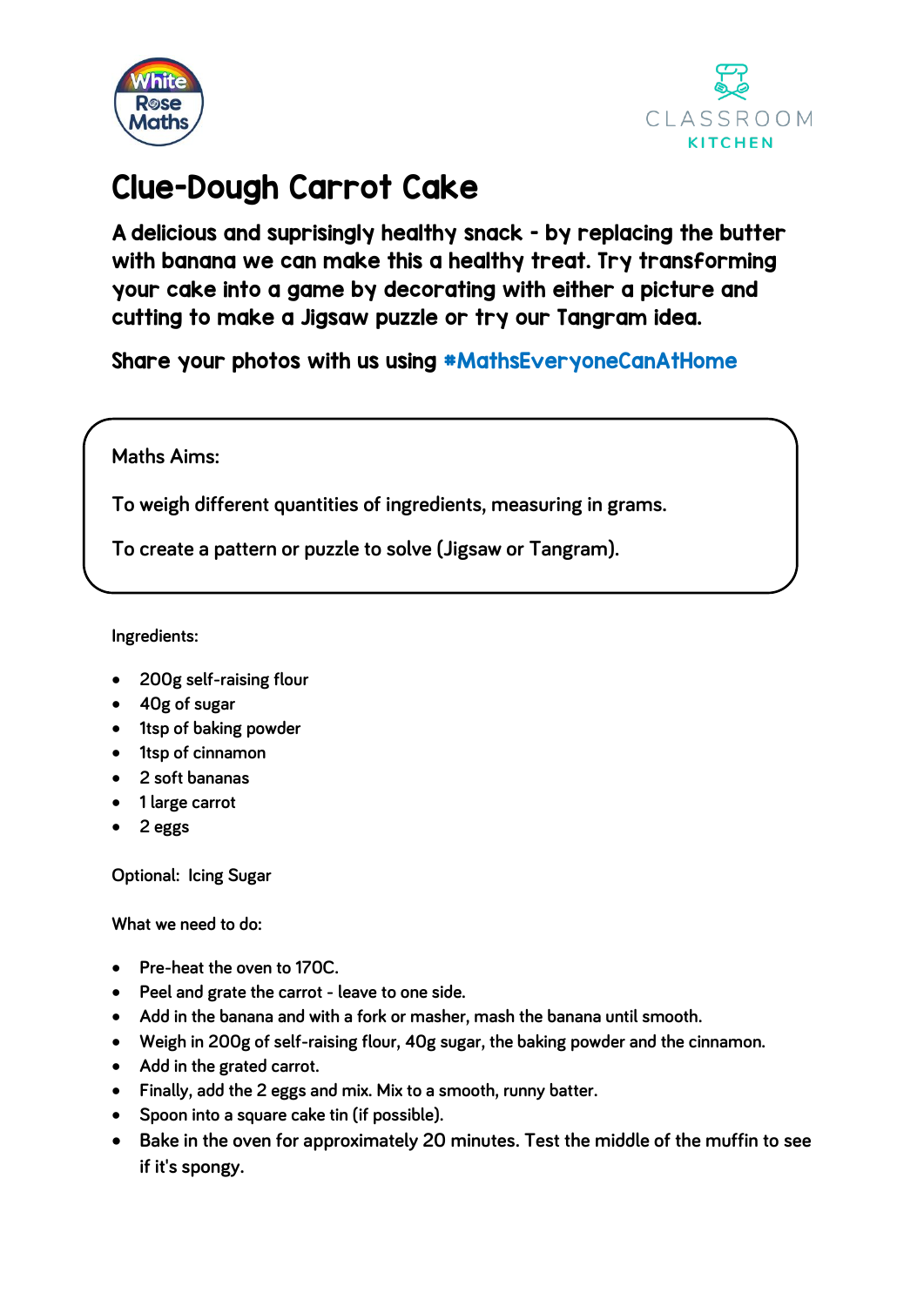# Clue-Dough Carrot Cake

**A delicious and suprisingly healthy snack - by replacing the butter with banana we can make this a healthy treat. Try transforming your cake into a game by decorating with either a picture and cutting to make a Jigsaw puzzle or try our Tangram idea.**

**Share your photos with us using #MathsEveryoneCanAtHome**

Maths Aims:

To weigh different quantities of ingredients, measuring in grams.

To create a pattern or puzzle to solve (Jigsaw or Tangram).

Ingredients:

- 200g self-raising flour
- 40g of sugar
- 1tsp of baking powder
- 1tsp of cinnamon
- 2 soft bananas
- 1 large carrot
- 2 eggs

Optional: Icing Sugar

What we need to do:

- Pre-heat the oven to 170C.
- Peel and grate the carrot - leave to one side.
- Add in the banana and with a fork or masher, mash the banana until smooth.
- Weigh in 200g of self-raising flour, 40g sugar, the baking powder and the cinnamon.
- Add in the grated carrot.
- Finally, add the 2 eggs and mix. Mix to a smooth, runny batter.
- Spoon into a square cake tin (if possible).
- Bake in the oven for approximately 20 minutes. Test the middle of the muffin to see if it's spongy.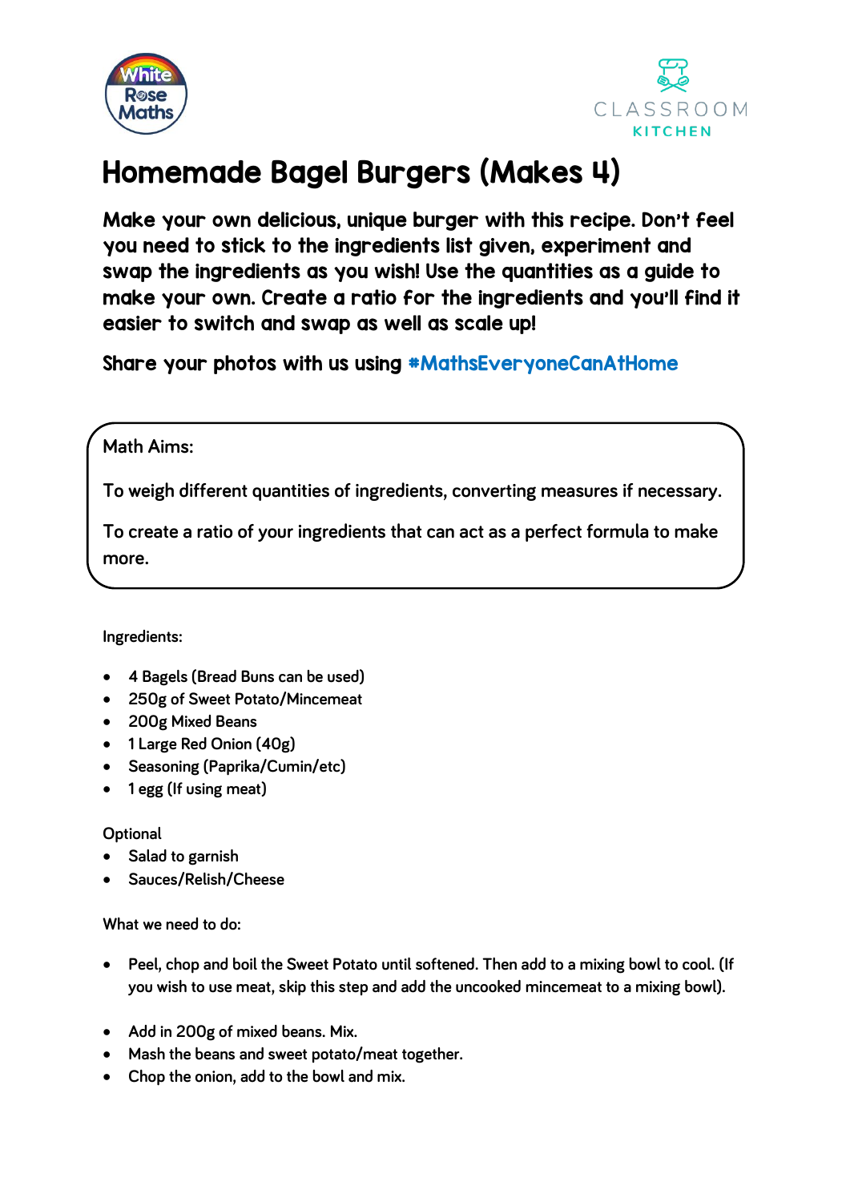# Homemade Bagel Burgers (Makes 4)

**Make your own delicious, unique burger with this recipe. Don't feel you need to stick to the ingredients list given, experiment and swap the ingredients as you wish! Use the quantities as a guide to make your own. Create a ratio for the ingredients and you'll find it easier to switch and swap as well as scale up!**

**Share your photos with us using #MathsEveryoneCanAtHome**

Math Aims:

To weigh different quantities of ingredients, converting measures if necessary.

To create a ratio of your ingredients that can act as a perfect formula to make more.

Ingredients:

- 4 Bagels (Bread Buns can be used)
- 250g of Sweet Potato/Mincemeat
- 200g Mixed Beans
- 1 Large Red Onion (40g)
- Seasoning (Paprika/Cumin/etc)
- 1 egg (If using meat)

Optional

- Salad to garnish
- Sauces/Relish/Cheese

What we need to do:

- Peel, chop and boil the Sweet Potato until softened. Then add to a mixing bowl to cool. (If you wish to use meat, skip this step and add the uncooked mincemeat to a mixing bowl).

- Add in 200g of mixed beans. Mix.
- Mash the beans and sweet potato/meat together.
- Chop the onion, add to the bowl and mix.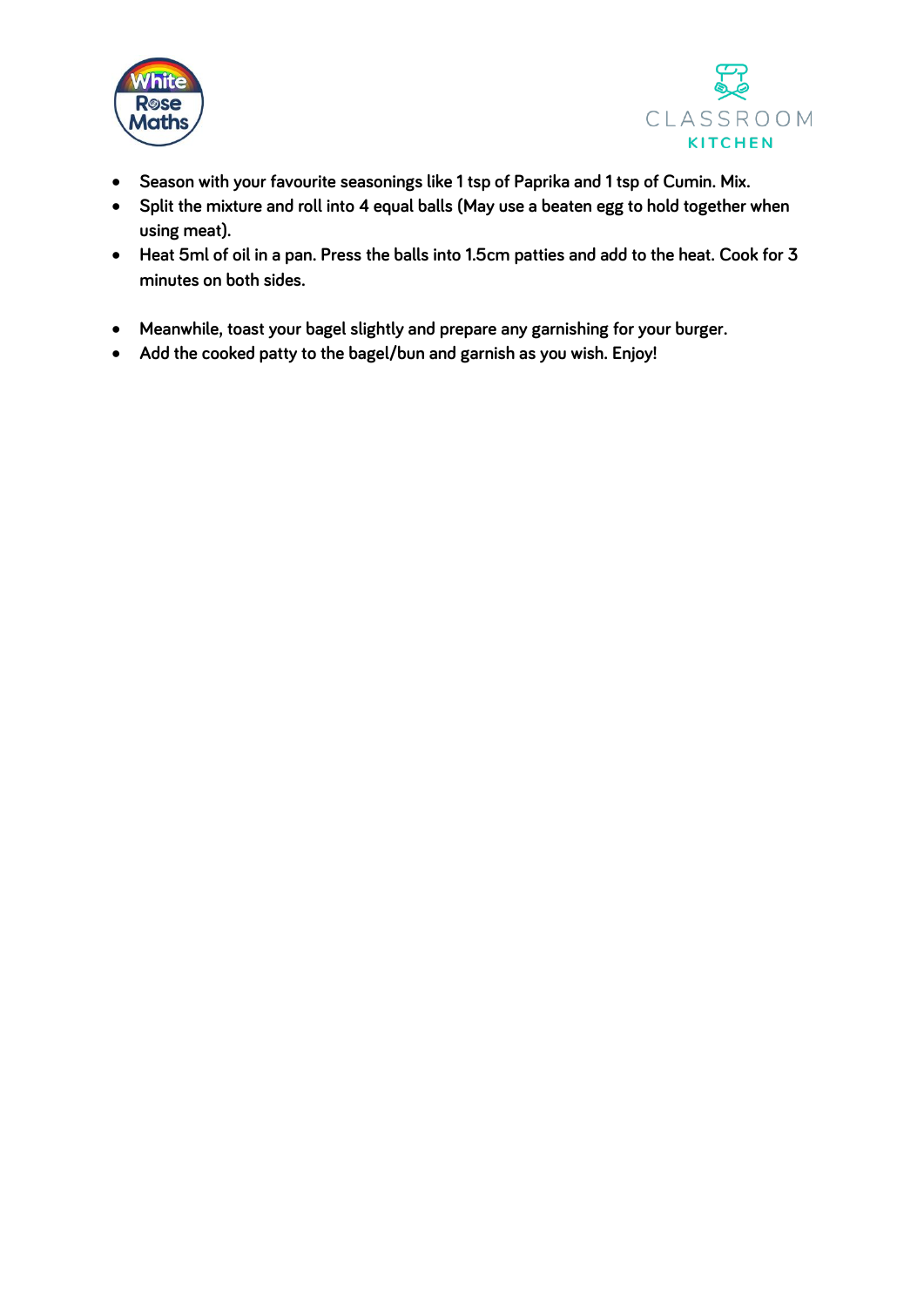- Season with your favourite seasonings like 1 tsp of Paprika and 1 tsp of Cumin. Mix.
- Split the mixture and roll into 4 equal balls (May use a beaten egg to hold together when using meat).
- Heat 5ml of oil in a pan. Press the balls into 1.5cm patties and add to the heat. Cook for 3 minutes on both sides.

- Meanwhile, toast your bagel slightly and prepare any garnishing for your burger.
- Add the cooked patty to the bagel/bun and garnish as you wish. Enjoy!